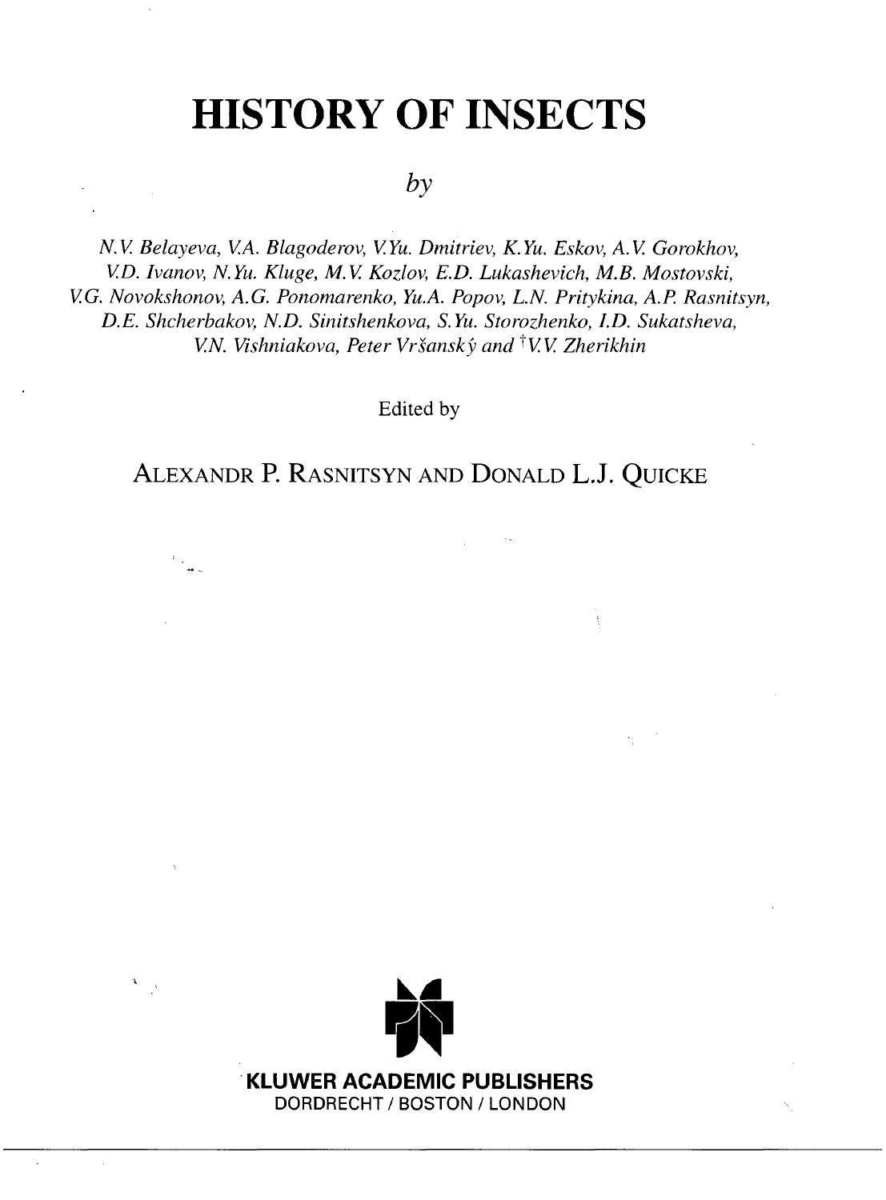# HISTORY OF INSECTS

*by*

*N.V. Belayeva, V.A. Blagoderov, V.Yu. Dmitriev, K.Yu. Eskov, A.V. Gorokhov, V.D. Ivanov, N.Yu. Kluge, M.V. Kozlov, E.D. Lukashevich, M.B. Mostovski, V.G. Novokshonov, A.G. Ponomarenko, Yu.A. Popov, L.N. Pritykina, A.P. Rasnitsyn, D.E. Shcherbakov, N.D. Sinitshenkova, S.Yu. Storozhenko, I.D. Sukatsheva, V.N. Vishniakova, Peter Vršanský and †V.V. Zherikhin*

Edited by

ALEXANDR P. RASNITSYN AND DONALD L.J. QUICKE

**KLUWER ACADEMIC PUBLISHERS**

DORDRECHT / BOSTON / LONDON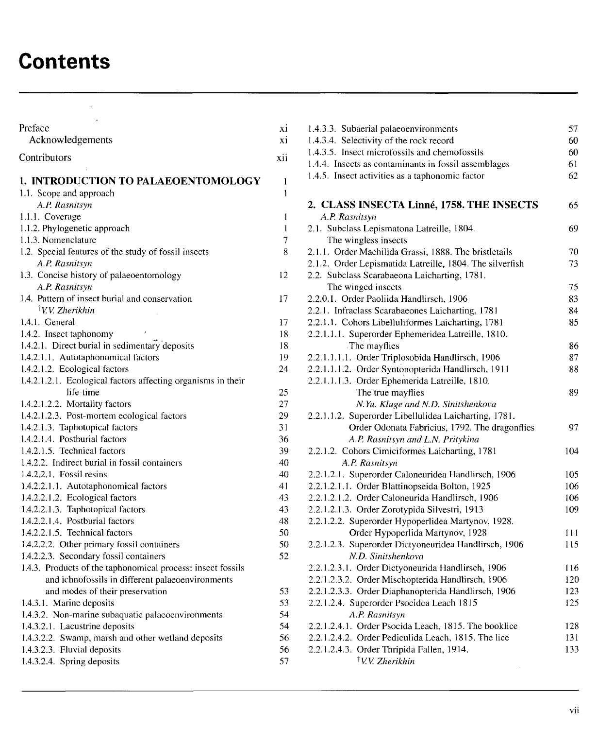# Contents

Preface xi
  Acknowledgements xi
Contributors xii

**1. INTRODUCTION TO PALAEOENTOMOLOGY** 1
1.1. Scope and approach 1
  *A.P. Rasnitsyn*
1.1.1. Coverage 1
1.1.2. Phylogenetic approach 1
1.1.3. Nomenclature 7
1.2. Special features of the study of fossil insects 8
  *A.P. Rasnitsyn*
1.3. Concise history of palaeoentomology 12
  *A.P. Rasnitsyn*
1.4. Pattern of insect burial and conservation 17
  *†V.V. Zherikhin*
1.4.1. General 17
1.4.2. Insect taphonomy 18
1.4.2.1. Direct burial in sedimentary deposits 18
1.4.2.1.1. Autotaphonomical factors 19
1.4.2.1.2. Ecological factors 24
1.4.2.1.2.1. Ecological factors affecting organisms in their life-time 25
1.4.2.1.2.2. Mortality factors 27
1.4.2.1.2.3. Post-mortem ecological factors 29
1.4.2.1.3. Taphotopical factors 31
1.4.2.1.4. Postburial factors 36
1.4.2.1.5. Technical factors 39
1.4.2.2. Indirect burial in fossil containers 40
1.4.2.2.1. Fossil resins 40
1.4.2.2.1.1. Autotaphonomical factors 41
1.4.2.2.1.2. Ecological factors 43
1.4.2.2.1.3. Taphotopical factors 43
1.4.2.2.1.4. Postburial factors 48
1.4.2.2.1.5. Technical factors 50
1.4.2.2.2. Other primary fossil containers 50
1.4.2.2.3. Secondary fossil containers 52
1.4.3. Products of the taphonomical process: insect fossils and ichnofossils in different palaeoenvironments and modes of their preservation 53
1.4.3.1. Marine deposits 53
1.4.3.2. Non-marine subaquatic palaeoenvironments 54
1.4.3.2.1. Lacustrine deposits 54
1.4.3.2.2. Swamp, marsh and other wetland deposits 56
1.4.3.2.3. Fluvial deposits 56
1.4.3.2.4. Spring deposits 57
1.4.3.3. Subaerial palaeoenvironments 57
1.4.3.4. Selectivity of the rock record 60
1.4.3.5. Insect microfossils and chemofossils 60
1.4.4. Insects as contaminants in fossil assemblages 61
1.4.5. Insect activities as a taphonomic factor 62

**2. CLASS INSECTA Linné, 1758. THE INSECTS** 65
  *A.P. Rasnitsyn*
2.1. Subclass Lepismatona Latreille, 1804. The wingless insects 69
2.1.1. Order Machilida Grassi, 1888. The bristletails 70
2.1.2. Order Lepismatida Latreille, 1804. The silverfish 73
2.2. Subclass Scarabaeona Laicharting, 1781. The winged insects 75
2.2.0.1. Order Paoliida Handlirsch, 1906 83
2.2.1. Infraclass Scarabaeones Laicharting, 1781 84
2.2.1.1. Cohors Libelluliformes Laicharting, 1781 85
2.2.1.1.1. Superorder Ephemeridea Latreille, 1810. The mayflies 86
2.2.1.1.1.1. Order Triplosobida Handlirsch, 1906 87
2.2.1.1.1.2. Order Syntonopterida Handlirsch, 1911 88
2.2.1.1.1.3. Order Ephemerida Latreille, 1810. The true mayflies 89
  *N.Yu. Kluge and N.D. Sinitshenkova*
2.2.1.1.2. Superorder Libellulidea Laicharting, 1781. Order Odonata Fabricius, 1792. The dragonflies 97
  *A.P. Rasnitsyn and L.N. Pritykina*
2.2.1.2. Cohors Cimiciformes Laicharting, 1781 104
  *A.P. Rasnitsyn*
2.2.1.2.1. Superorder Caloneuridea Handlirsch, 1906 105
2.2.1.2.1.1. Order Blattinopseida Bolton, 1925 106
2.2.1.2.1.2. Order Caloneurida Handlirsch, 1906 106
2.2.1.2.1.3. Order Zorotypida Silvestri, 1913 109
2.2.1.2.2. Superorder Hypoperlidea Martynov, 1928. Order Hypoperlida Martynov, 1928 111
2.2.1.2.3. Superorder Dictyoneuridea Handlirsch, 1906 115
  *N.D. Sinitshenkova*
2.2.1.2.3.1. Order Dictyoneurida Handlirsch, 1906 116
2.2.1.2.3.2. Order Mischopterida Handlirsch, 1906 120
2.2.1.2.3.3. Order Diaphanopterida Handlirsch, 1906 123
2.2.1.2.4. Superorder Psocidea Leach 1815 125
  *A.P. Rasnitsyn*
2.2.1.2.4.1. Order Psocida Leach, 1815. The booklice 128
2.2.1.2.4.2. Order Pediculida Leach, 1815. The lice 131
2.2.1.2.4.3. Order Thripida Fallen, 1914. 133
  *†V.V. Zherikhin*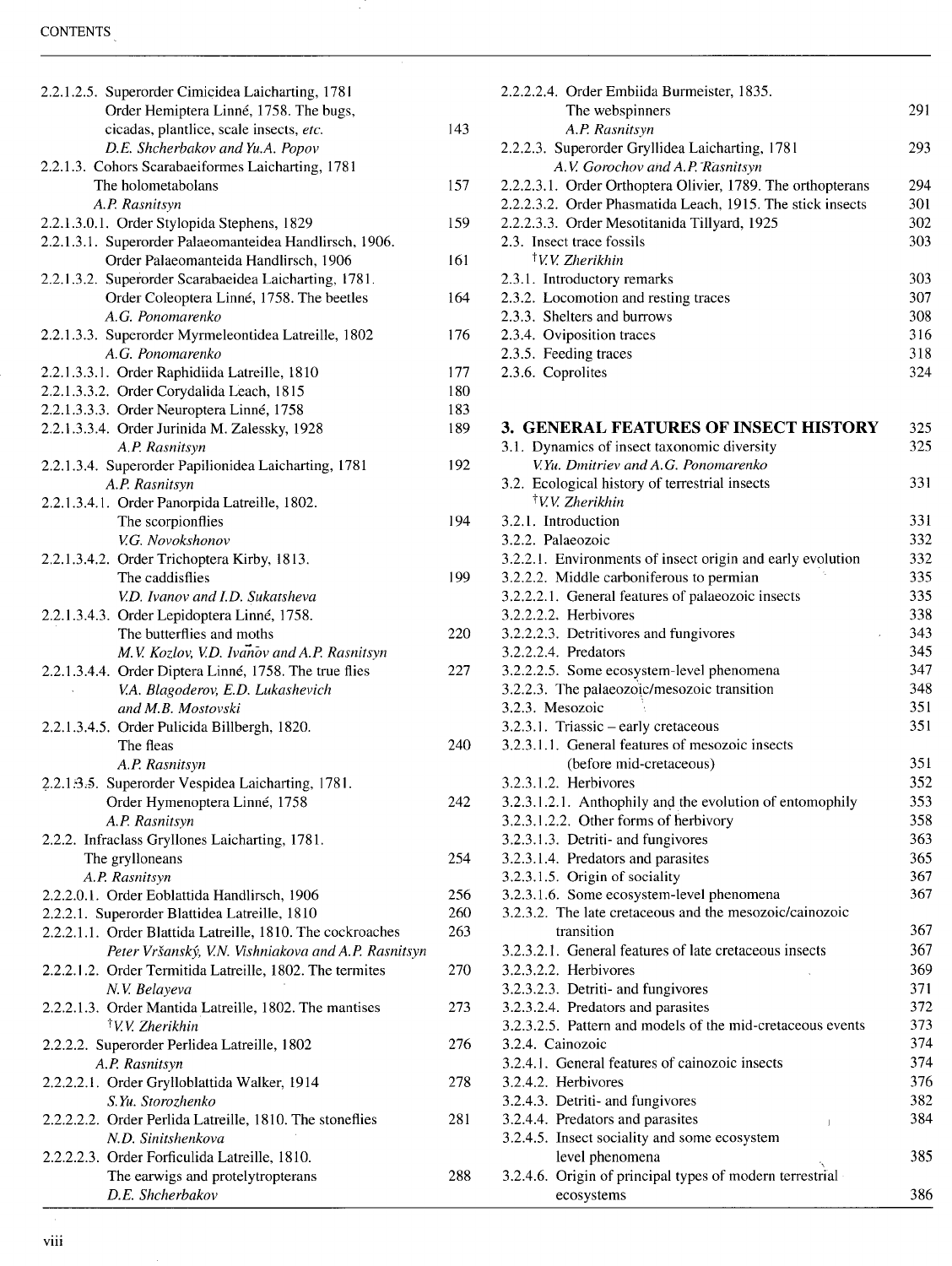2.2.1.2.5. Superorder Cimicidea Laicharting, 1781 Order Hemiptera Linné, 1758. The bugs, cicadas, plantlice, scale insects, *etc.* 143
*D.E. Shcherbakov and Yu.A. Popov*

2.2.1.3. Cohors Scarabaeiformes Laicharting, 1781 The holometabolans 157
*A.P. Rasnitsyn*

2.2.1.3.0.1. Order Stylopida Stephens, 1829 159

2.2.1.3.1. Superorder Palaeomanteidea Handlirsch, 1906. Order Palaeomanteida Handlirsch, 1906 161

2.2.1.3.2. Superorder Scarabaeidea Laicharting, 1781. Order Coleoptera Linné, 1758. The beetles 164
*A.G. Ponomarenko*

2.2.1.3.3. Superorder Myrmeleontidea Latreille, 1802 176
*A.G. Ponomarenko*

2.2.1.3.3.1. Order Raphidiida Latreille, 1810 177

2.2.1.3.3.2. Order Corydalida Leach, 1815 180

2.2.1.3.3.3. Order Neuroptera Linné, 1758 183

2.2.1.3.3.4. Order Jurinida M. Zalessky, 1928 189
*A.P. Rasnitsyn*

2.2.1.3.4. Superorder Papilionidea Laicharting, 1781 192
*A.P. Rasnitsyn*

2.2.1.3.4.1. Order Panorpida Latreille, 1802. The scorpionflies 194
*V.G. Novokshonov*

2.2.1.3.4.2. Order Trichoptera Kirby, 1813. The caddisflies 199
*V.D. Ivanov and I.D. Sukatsheva*

2.2.1.3.4.3. Order Lepidoptera Linné, 1758. The butterflies and moths 220
*M.V. Kozlov, V.D. Ivanov and A.P. Rasnitsyn*

2.2.1.3.4.4. Order Diptera Linné, 1758. The true flies 227
*V.A. Blagoderov, E.D. Lukashevich and M.B. Mostovski*

2.2.1.3.4.5. Order Pulicida Billbergh, 1820. The fleas 240
*A.P. Rasnitsyn*

2.2.1.3.5. Superorder Vespidea Laicharting, 1781. Order Hymenoptera Linné, 1758 242
*A.P. Rasnitsyn*

2.2.2. Infraclass Gryllones Laicharting, 1781. The grylloneans 254
*A.P. Rasnitsyn*

2.2.2.0.1. Order Eoblattida Handlirsch, 1906 256

2.2.2.1. Superorder Blattidea Latreille, 1810 260

2.2.2.1.1. Order Blattida Latreille, 1810. The cockroaches 263
*Peter Vršanský, V.N. Vishniakova and A.P. Rasnitsyn*

2.2.2.1.2. Order Termitida Latreille, 1802. The termites 270
*N.V. Belayeva*

2.2.2.1.3. Order Mantida Latreille, 1802. The mantises 273
*†V.V. Zherikhin*

2.2.2.2. Superorder Perlidea Latreille, 1802 276
*A.P. Rasnitsyn*

2.2.2.2.1. Order Grylloblattida Walker, 1914 278
*S.Yu. Storozhenko*

2.2.2.2.2. Order Perlida Latreille, 1810. The stoneflies 281
*N.D. Sinitshenkova*

2.2.2.2.3. Order Forficulida Latreille, 1810. The earwigs and protelytropterans 288
*D.E. Shcherbakov*

2.2.2.2.4. Order Embiida Burmeister, 1835. The webspinners 291
*A.P. Rasnitsyn*

2.2.2.3. Superorder Gryllidea Laicharting, 1781 293
*A.V. Gorochov and A.P. Rasnitsyn*

2.2.2.3.1. Order Orthoptera Olivier, 1789. The orthopterans 294

2.2.2.3.2. Order Phasmatida Leach, 1915. The stick insects 301

2.2.2.3.3. Order Mesotitanida Tillyard, 1925 302

2.3. Insect trace fossils 303
*†V.V. Zherikhin*

2.3.1. Introductory remarks 303

2.3.2. Locomotion and resting traces 307

2.3.3. Shelters and burrows 308

2.3.4. Oviposition traces 316

2.3.5. Feeding traces 318

2.3.6. Coprolites 324

**3. GENERAL FEATURES OF INSECT HISTORY** 325

3.1. Dynamics of insect taxonomic diversity 325
*V.Yu. Dmitriev and A.G. Ponomarenko*

3.2. Ecological history of terrestrial insects 331
*†V.V. Zherikhin*

3.2.1. Introduction 331

3.2.2. Palaeozoic 332

3.2.2.1. Environments of insect origin and early evolution 332

3.2.2.2. Middle carboniferous to permian 335

3.2.2.2.1. General features of palaeozoic insects 335

3.2.2.2.2. Herbivores 338

3.2.2.2.3. Detritivores and fungivores 343

3.2.2.2.4. Predators 345

3.2.2.2.5. Some ecosystem-level phenomena 347

3.2.2.3. The palaeozoic/mesozoic transition 348

3.2.3. Mesozoic 351

3.2.3.1. Triassic – early cretaceous 351

3.2.3.1.1. General features of mesozoic insects (before mid-cretaceous) 351

3.2.3.1.2. Herbivores 352

3.2.3.1.2.1. Anthophily and the evolution of entomophily 353

3.2.3.1.2.2. Other forms of herbivory 358

3.2.3.1.3. Detriti- and fungivores 363

3.2.3.1.4. Predators and parasites 365

3.2.3.1.5. Origin of sociality 367

3.2.3.1.6. Some ecosystem-level phenomena 367

3.2.3.2. The late cretaceous and the mesozoic/cainozoic transition 367

3.2.3.2.1. General features of late cretaceous insects 367

3.2.3.2.2. Herbivores 369

3.2.3.2.3. Detriti- and fungivores 371

3.2.3.2.4. Predators and parasites 372

3.2.3.2.5. Pattern and models of the mid-cretaceous events 373

3.2.4. Cainozoic 374

3.2.4.1. General features of cainozoic insects 374

3.2.4.2. Herbivores 376

3.2.4.3. Detriti- and fungivores 382

3.2.4.4. Predators and parasites 384

3.2.4.5. Insect sociality and some ecosystem level phenomena 385

3.2.4.6. Origin of principal types of modern terrestrial ecosystems 386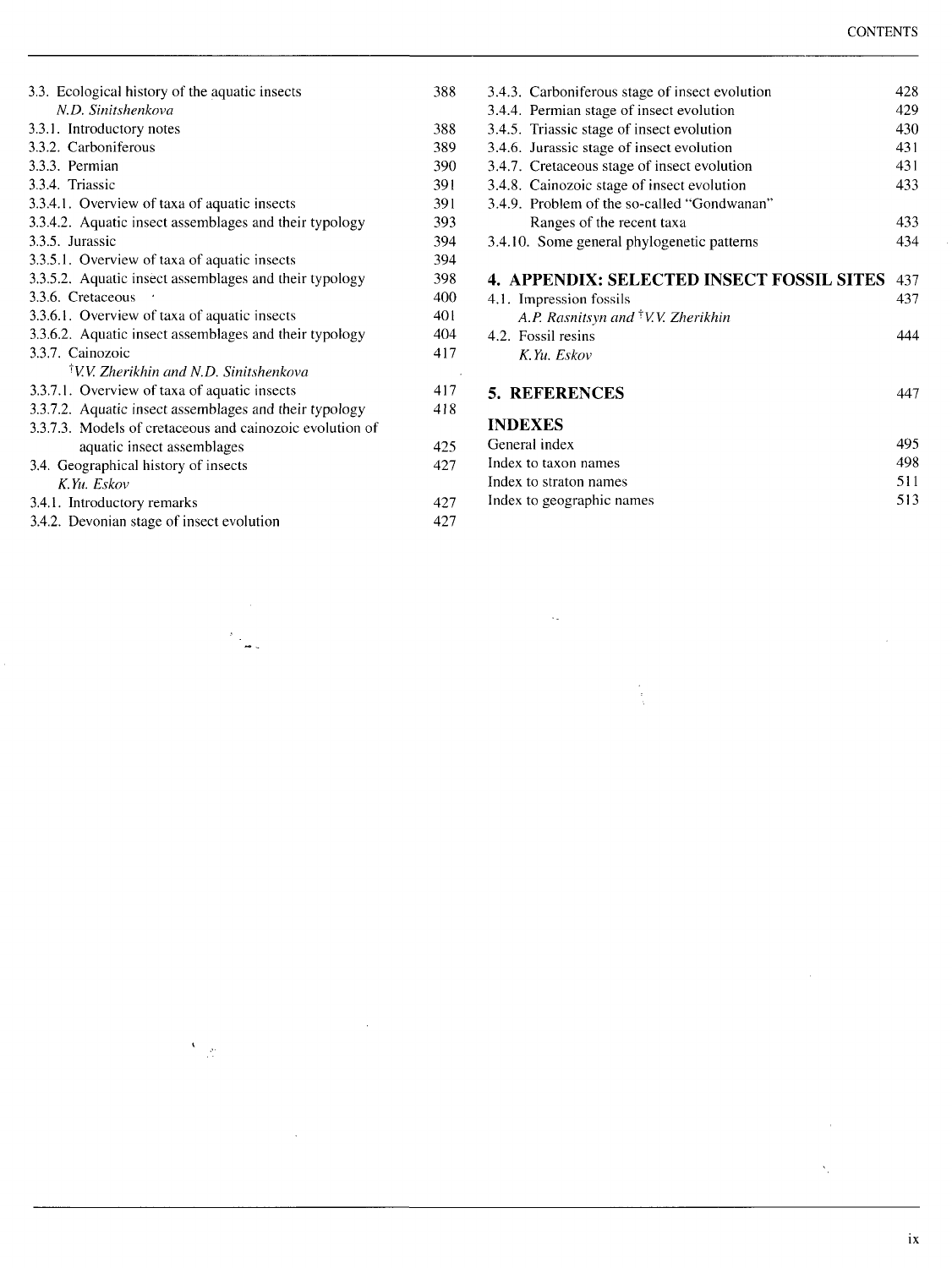3.3. Ecological history of the aquatic insects 388
*N.D. Sinitshenkova*
3.3.1. Introductory notes 388
3.3.2. Carboniferous 389
3.3.3. Permian 390
3.3.4. Triassic 391
3.3.4.1. Overview of taxa of aquatic insects 391
3.3.4.2. Aquatic insect assemblages and their typology 393
3.3.5. Jurassic 394
3.3.5.1. Overview of taxa of aquatic insects 394
3.3.5.2. Aquatic insect assemblages and their typology 398
3.3.6. Cretaceous 400
3.3.6.1. Overview of taxa of aquatic insects 401
3.3.6.2. Aquatic insect assemblages and their typology 404
3.3.7. Cainozoic 417
†*V.V. Zherikhin and N.D. Sinitshenkova*
3.3.7.1. Overview of taxa of aquatic insects 417
3.3.7.2. Aquatic insect assemblages and their typology 418
3.3.7.3. Models of cretaceous and cainozoic evolution of aquatic insect assemblages 425
3.4. Geographical history of insects 427
*K.Yu. Eskov*
3.4.1. Introductory remarks 427
3.4.2. Devonian stage of insect evolution 427
3.4.3. Carboniferous stage of insect evolution 428
3.4.4. Permian stage of insect evolution 429
3.4.5. Triassic stage of insect evolution 430
3.4.6. Jurassic stage of insect evolution 431
3.4.7. Cretaceous stage of insect evolution 431
3.4.8. Cainozoic stage of insect evolution 433
3.4.9. Problem of the so-called "Gondwanan" Ranges of the recent taxa 433
3.4.10. Some general phylogenetic patterns 434

## 4. APPENDIX: SELECTED INSECT FOSSIL SITES 437

4.1. Impression fossils 437
*A.P. Rasnitsyn and* †*V.V. Zherikhin*
4.2. Fossil resins 444
*K.Yu. Eskov*

## 5. REFERENCES 447

## INDEXES

General index 495
Index to taxon names 498
Index to straton names 511
Index to geographic names 513